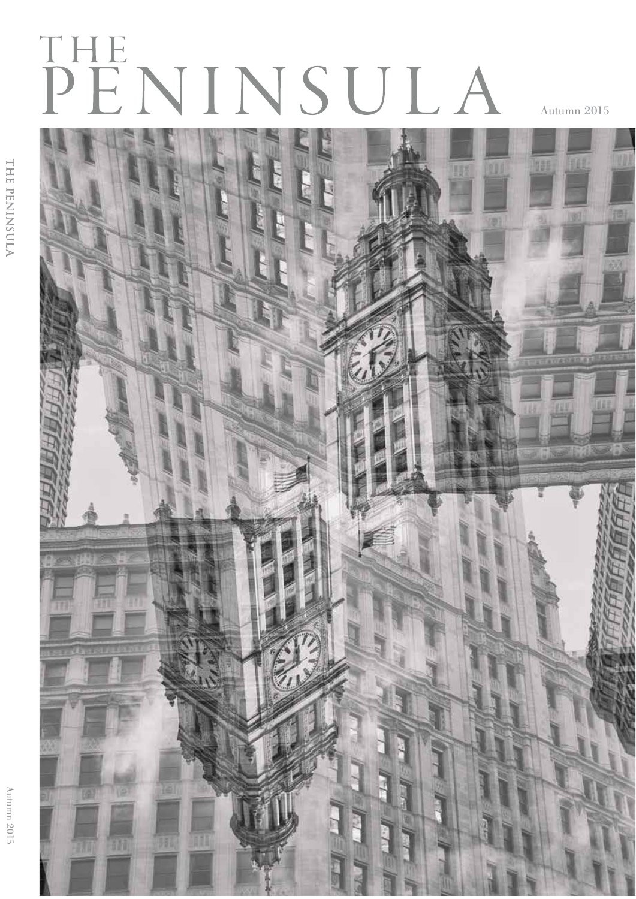# THE PENINSULA

Autumn 2015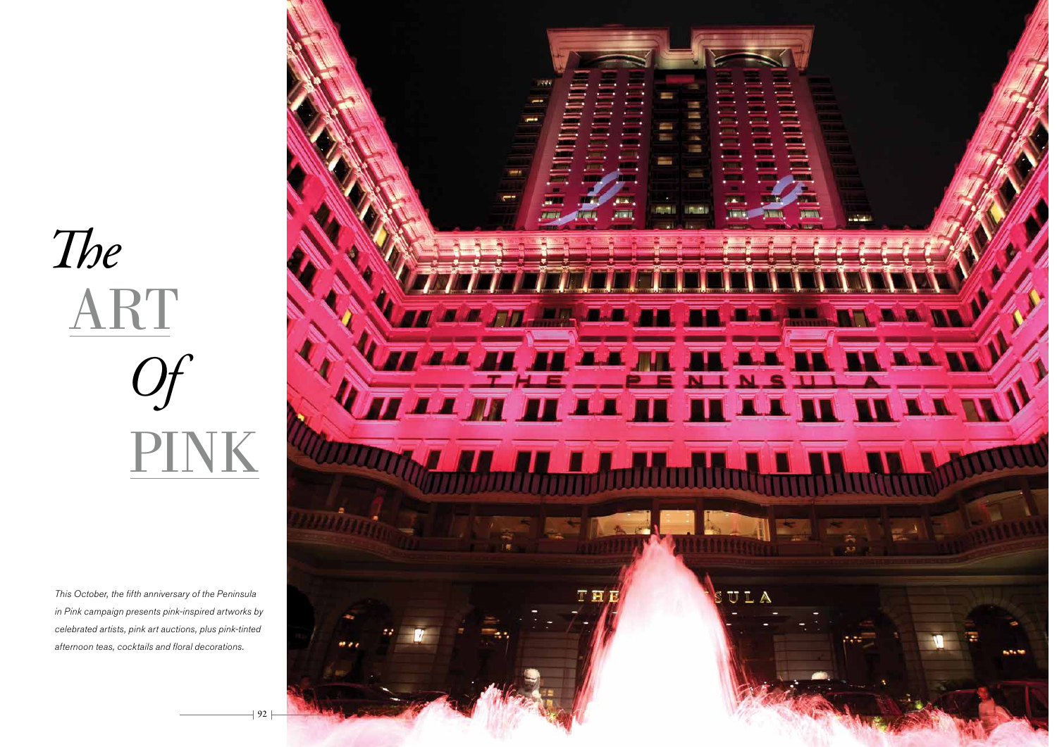# *The* ART *Of* PINK

*This October, the fifth anniversary of the Peninsula in Pink campaign presents pink-inspired artworks by celebrated artists, pink art auctions, plus pink-tinted afternoon teas, cocktails and floral decorations.*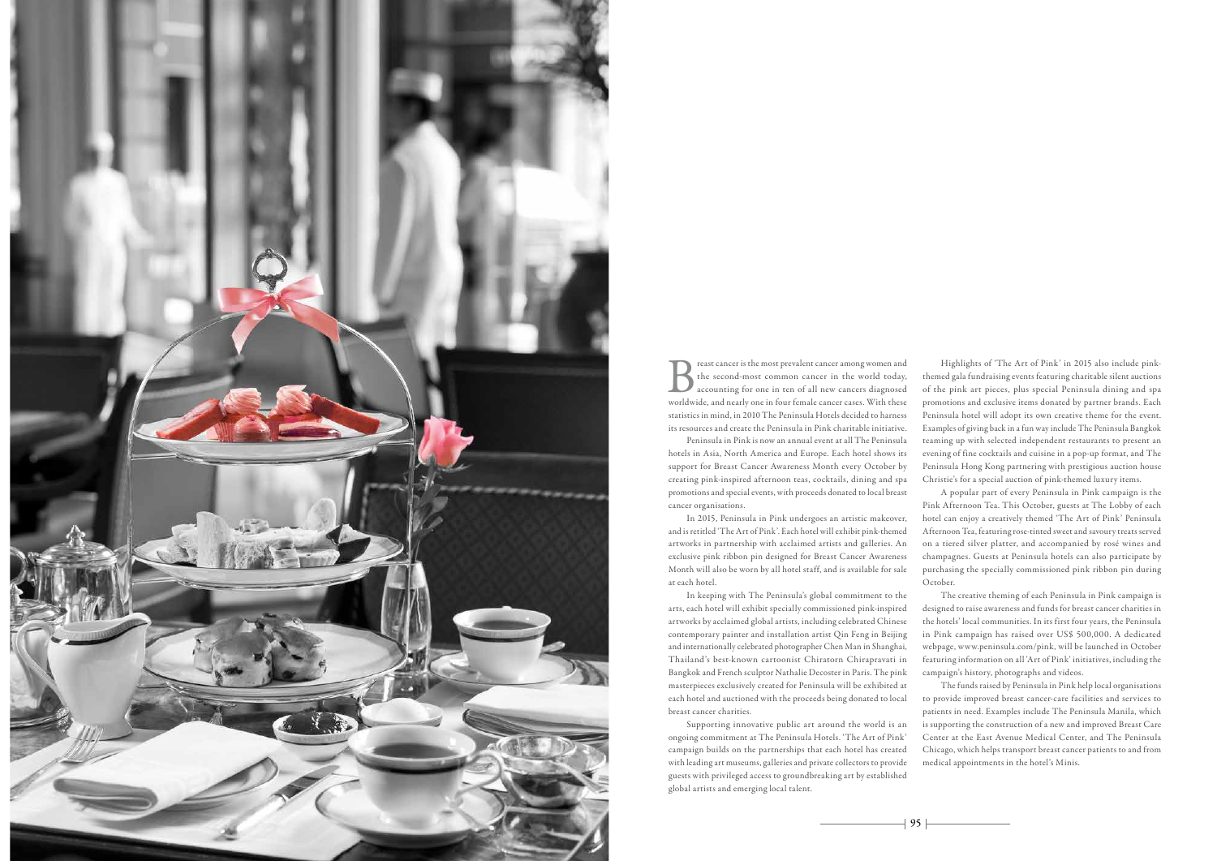Breast cancer is the most prevalent cancer among women and the second-most common cancer in the world today, accounting for one in ten of all new cancers diagnosed worldwide, and nearly one in four female cancer cases. With these statistics in mind, in 2010 The Peninsula Hotels decided to harness its resources and create the Peninsula in Pink charitable initiative.

Peninsula in Pink is now an annual event at all The Peninsula hotels in Asia, North America and Europe. Each hotel shows its support for Breast Cancer Awareness Month every October by creating pink-inspired afternoon teas, cocktails, dining and spa promotions and special events, with proceeds donated to local breast cancer organisations.

In 2015, Peninsula in Pink undergoes an artistic makeover, and is retitled 'The Art of Pink'. Each hotel will exhibit pink-themed artworks in partnership with acclaimed artists and galleries. An exclusive pink ribbon pin designed for Breast Cancer Awareness Month will also be worn by all hotel staff, and is available for sale at each hotel.

In keeping with The Peninsula's global commitment to the arts, each hotel will exhibit specially commissioned pink-inspired artworks by acclaimed global artists, including celebrated Chinese contemporary painter and installation artist Qin Feng in Beijing and internationally celebrated photographer Chen Man in Shanghai, Thailand's best-known cartoonist Chiratorn Chirapravati in Bangkok and French sculptor Nathalie Decoster in Paris. The pink masterpieces exclusively created for Peninsula will be exhibited at each hotel and auctioned with the proceeds being donated to local breast cancer charities.

Supporting innovative public art around the world is an ongoing commitment at The Peninsula Hotels. 'The Art of Pink' campaign builds on the partnerships that each hotel has created with leading art museums, galleries and private collectors to provide guests with privileged access to groundbreaking art by established global artists and emerging local talent.

Highlights of 'The Art of Pink' in 2015 also include pink-themed gala fundraising events featuring charitable silent auctions of the pink art pieces, plus special Peninsula dining and spa promotions and exclusive items donated by partner brands. Each Peninsula hotel will adopt its own creative theme for the event. Examples of giving back in a fun way include The Peninsula Bangkok teaming up with selected independent restaurants to present an evening of fine cocktails and cuisine in a pop-up format, and The Peninsula Hong Kong partnering with prestigious auction house Christie's for a special auction of pink-themed luxury items.

A popular part of every Peninsula in Pink campaign is the Pink Afternoon Tea. This October, guests at The Lobby of each hotel can enjoy a creatively themed 'The Art of Pink' Peninsula Afternoon Tea, featuring rose-tinted sweet and savoury treats served on a tiered silver platter, and accompanied by rosé wines and champagnes. Guests at Peninsula hotels can also participate by purchasing the specially commissioned pink ribbon pin during October.

The creative theming of each Peninsula in Pink campaign is designed to raise awareness and funds for breast cancer charities in the hotels' local communities. In its first four years, the Peninsula in Pink campaign has raised over US$ 500,000. A dedicated webpage, www.peninsula.com/pink, will be launched in October featuring information on all 'Art of Pink' initiatives, including the campaign's history, photographs and videos.

The funds raised by Peninsula in Pink help local organisations to provide improved breast cancer-care facilities and services to patients in need. Examples include The Peninsula Manila, which is supporting the construction of a new and improved Breast Care Center at the East Avenue Medical Center, and The Peninsula Chicago, which helps transport breast cancer patients to and from medical appointments in the hotel's Minis.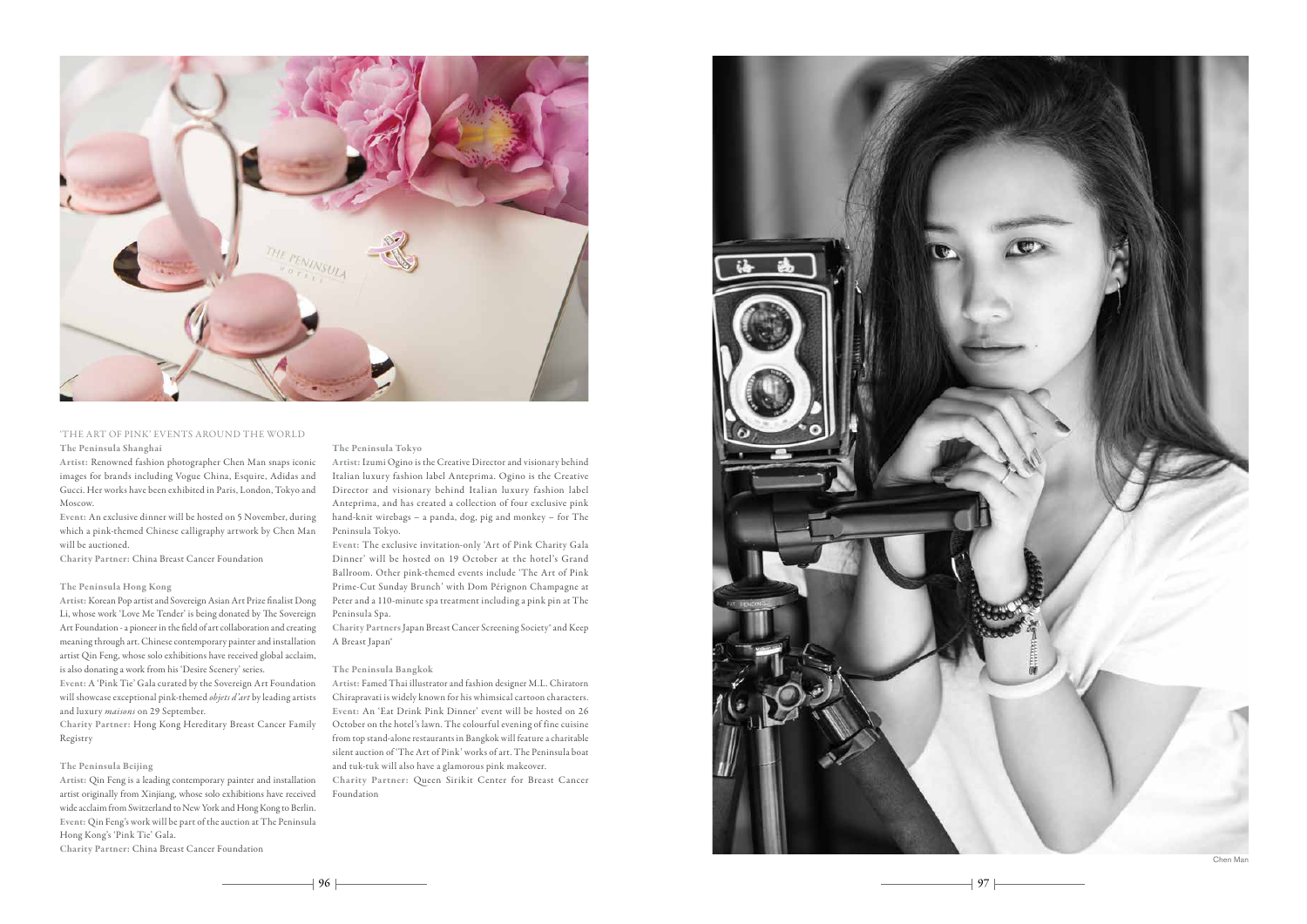## 'THE ART OF PINK' EVENTS AROUND THE WORLD

### The Peninsula Shanghai

**Artist:** Renowned fashion photographer Chen Man snaps iconic images for brands including Vogue China, Esquire, Adidas and Gucci. Her works have been exhibited in Paris, London, Tokyo and Moscow.

**Event:** An exclusive dinner will be hosted on 5 November, during which a pink-themed Chinese calligraphy artwork by Chen Man will be auctioned.

**Charity Partner:** China Breast Cancer Foundation

### The Peninsula Hong Kong

**Artist:** Korean Pop artist and Sovereign Asian Art Prize finalist Dong Li, whose work 'Love Me Tender' is being donated by The Sovereign Art Foundation - a pioneer in the field of art collaboration and creating meaning through art. Chinese contemporary painter and installation artist Qin Feng, whose solo exhibitions have received global acclaim, is also donating a work from his 'Desire Scenery' series.

**Event:** A 'Pink Tie' Gala curated by the Sovereign Art Foundation will showcase exceptional pink-themed *objets d'art* by leading artists and luxury *maisons* on 29 September.

**Charity Partner:** Hong Kong Hereditary Breast Cancer Family Registry

### The Peninsula Beijing

**Artist:** Qin Feng is a leading contemporary painter and installation artist originally from Xinjiang, whose solo exhibitions have received wide acclaim from Switzerland to New York and Hong Kong to Berlin.

**Event:** Qin Feng's work will be part of the auction at The Peninsula Hong Kong's 'Pink Tie' Gala.

**Charity Partner:** China Breast Cancer Foundation

### The Peninsula Tokyo

**Artist:** Izumi Ogino is the Creative Director and visionary behind Italian luxury fashion label Anteprima. Ogino is the Creative Director and visionary behind Italian luxury fashion label Anteprima, and has created a collection of four exclusive pink hand-knit wirebags – a panda, dog, pig and monkey – for The Peninsula Tokyo.

**Event:** The exclusive invitation-only 'Art of Pink Charity Gala Dinner' will be hosted on 19 October at the hotel's Grand Ballroom. Other pink-themed events include 'The Art of Pink Prime-Cut Sunday Brunch' with Dom Pérignon Champagne at Peter and a 110-minute spa treatment including a pink pin at The Peninsula Spa.

**Charity Partners** Japan Breast Cancer Screening Society" and Keep A Breast Japan"

### The Peninsula Bangkok

**Artist:** Famed Thai illustrator and fashion designer M.L. Chiratorn Chirapravati is widely known for his whimsical cartoon characters.

**Event:** An 'Eat Drink Pink Dinner' event will be hosted on 26 October on the hotel's lawn. The colourful evening of fine cuisine from top stand-alone restaurants in Bangkok will feature a charitable silent auction of 'The Art of Pink' works of art. The Peninsula boat and tuk-tuk will also have a glamorous pink makeover.

**Charity Partner:** Queen Sirikit Center for Breast Cancer Foundation

Chen Man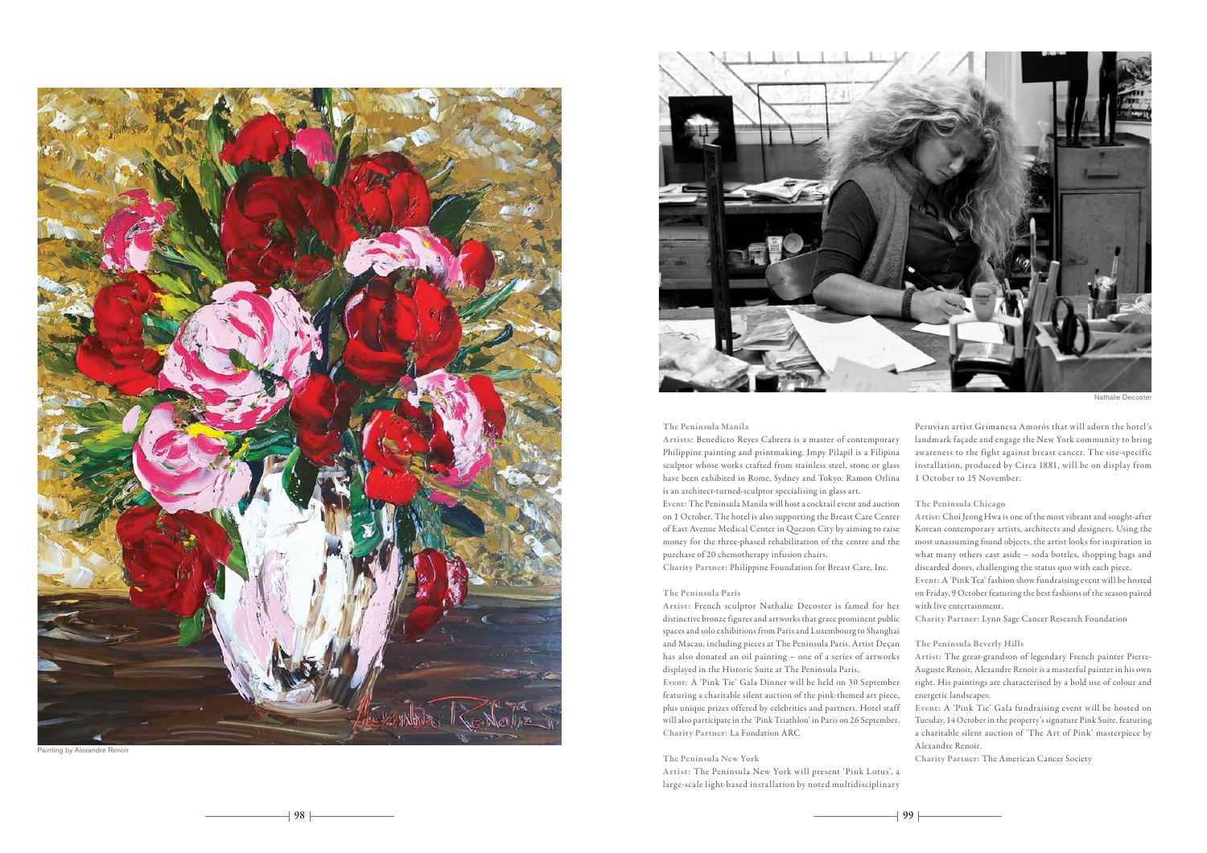Painting by Alexandre Renoir

Nathalie Decoster

### The Peninsula Manila

**Artists:** Benedicto Reyes Cabrera is a master of contemporary Philippine painting and printmaking. Impy Pilapil is a Filipina sculptor whose works crafted from stainless steel, stone or glass have been exhibited in Rome, Sydney and Tokyo. Ramon Orlina is an architect-turned-sculptor specialising in glass art.

**Event:** The Peninsula Manila will host a cocktail event and auction on 1 October. The hotel is also supporting the Breast Care Center of East Avenue Medical Center in Quezon City by aiming to raise money for the three-phased rehabilitation of the centre and the purchase of 20 chemotherapy infusion chairs.

**Charity Partner:** Philippine Foundation for Breast Care, Inc.

### The Peninsula Paris

**Artist:** French sculptor Nathalie Decoster is famed for her distinctive bronze figures and artworks that grace prominent public spaces and solo exhibitions from Paris and Luxembourg to Shanghai and Macau, including pieces at The Peninsula Paris. Artist Deçan has also donated an oil painting – one of a series of artworks displayed in the Historic Suite at The Peninsula Paris.

**Event:** A 'Pink Tie' Gala Dinner will be held on 30 September featuring a charitable silent auction of the pink-themed art piece, plus unique prizes offered by celebrities and partners. Hotel staff will also participate in the 'Pink Triathlon' in Paris on 26 September.

**Charity Partner:** La Fondation ARC

### The Peninsula New York

**Artist:** The Peninsula New York will present 'Pink Lotus', a large-scale light-based installation by noted multidisciplinary Peruvian artist Grimanesa Amorós that will adorn the hotel's landmark façade and engage the New York community to bring awareness to the fight against breast cancer. The site-specific installation, produced by Circa 1881, will be on display from 1 October to 15 November.

### The Peninsula Chicago

**Artist:** Choi Jeong Hwa is one of the most vibrant and sought-after Korean contemporary artists, architects and designers. Using the most unassuming found objects, the artist looks for inspiration in what many others cast aside – soda bottles, shopping bags and discarded doors, challenging the status quo with each piece.

**Event:** A 'Pink Tea' fashion show fundraising event will be hosted on Friday, 9 October featuring the best fashions of the season paired with live entertainment.

**Charity Partner:** Lynn Sage Cancer Research Foundation

### The Peninsula Beverly Hills

**Artist:** The great-grandson of legendary French painter Pierre-Auguste Renoir, Alexandre Renoir is a masterful painter in his own right. His paintings are characterised by a bold use of colour and energetic landscapes.

**Event:** A 'Pink Tie' Gala fundraising event will be hosted on Tuesday, 14 October in the property's signature Pink Suite, featuring a charitable silent auction of 'The Art of Pink' masterpiece by Alexandre Renoir.

**Charity Partner:** The American Cancer Society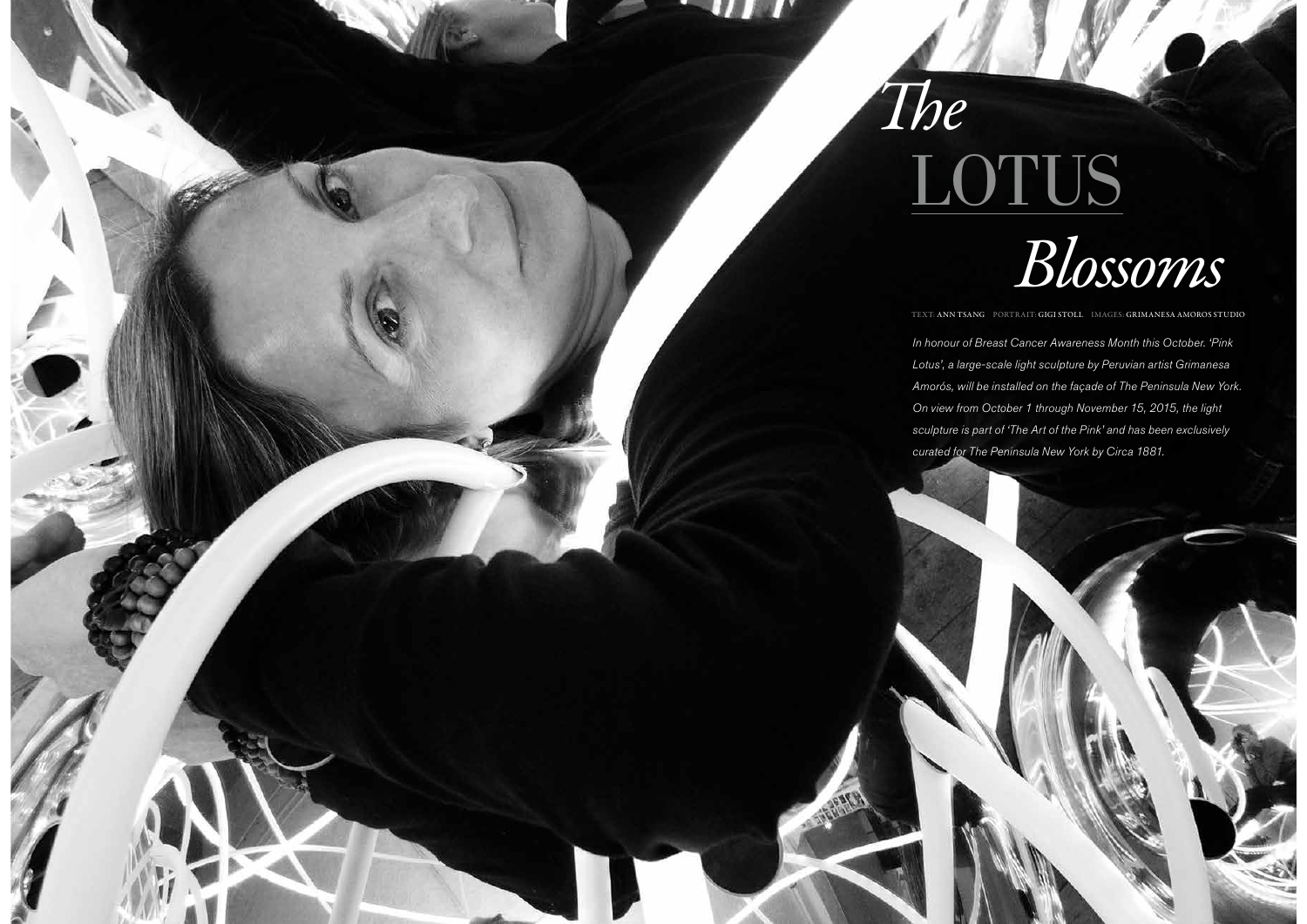# *The* LOTUS *Blossoms*

TEXT: ANN TSANG PORTRAIT: GIGI STOLL IMAGES: GRIMANESA AMOROS STUDIO

*In honour of Breast Cancer Awareness Month this October. 'Pink Lotus', a large-scale light sculpture by Peruvian artist Grimanesa Amorós, will be installed on the façade of The Peninsula New York. On view from October 1 through November 15, 2015, the light sculpture is part of 'The Art of the Pink' and has been exclusively curated for The Peninsula New York by Circa 1881.*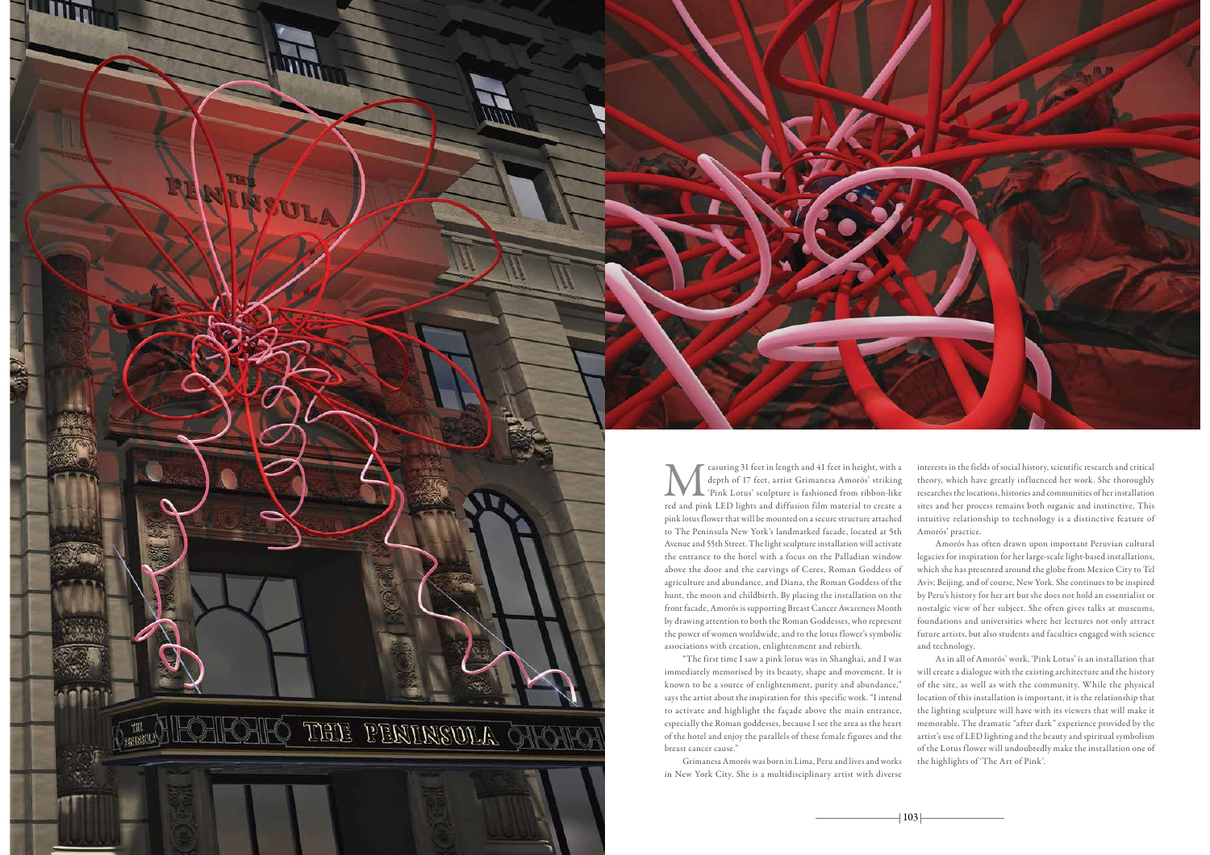Measuring 31 feet in length and 41 feet in height, with a depth of 17 feet, artist Grimanesa Amorós' striking 'Pink Lotus' sculpture is fashioned from ribbon-like red and pink LED lights and diffusion film material to create a pink lotus flower that will be mounted on a secure structure attached to The Peninsula New York's landmarked facade, located at 5th Avenue and 55th Street. The light sculpture installation will activate the entrance to the hotel with a focus on the Palladian window above the door and the carvings of Ceres, Roman Goddess of agriculture and abundance, and Diana, the Roman Goddess of the hunt, the moon and childbirth. By placing the installation on the front facade, Amorós is supporting Breast Cancer Awareness Month by drawing attention to both the Roman Goddesses, who represent the power of women worldwide, and to the lotus flower's symbolic associations with creation, enlightenment and rebirth.

"The first time I saw a pink lotus was in Shanghai, and I was immediately memorised by its beauty, shape and movement. It is known to be a source of enlightenment, purity and abundance," says the artist about the inspiration for this specific work. "I intend to activate and highlight the façade above the main entrance, especially the Roman goddesses, because I see the area as the heart of the hotel and enjoy the parallels of these female figures and the breast cancer cause."

Grimanesa Amorós was born in Lima, Peru and lives and works in New York City. She is a multidisciplinary artist with diverse interests in the fields of social history, scientific research and critical theory, which have greatly influenced her work. She thoroughly researches the locations, histories and communities of her installation sites and her process remains both organic and instinctive. This intuitive relationship to technology is a distinctive feature of Amorós' practice.

Amorós has often drawn upon important Peruvian cultural legacies for inspiration for her large-scale light-based installations, which she has presented around the globe from Mexico City to Tel Aviv, Beijing, and of course, New York. She continues to be inspired by Peru's history for her art but she does not hold an essentialist or nostalgic view of her subject. She often gives talks at museums, foundations and universities where her lectures not only attract future artists, but also students and faculties engaged with science and technology.

As in all of Amorós' work, 'Pink Lotus' is an installation that will create a dialogue with the existing architecture and the history of the site, as well as with the community. While the physical location of this installation is important, it is the relationship that the lighting sculpture will have with its viewers that will make it memorable. The dramatic "after dark" experience provided by the artist's use of LED lighting and the beauty and spiritual symbolism of the Lotus flower will undoubtedly make the installation one of the highlights of 'The Art of Pink'.